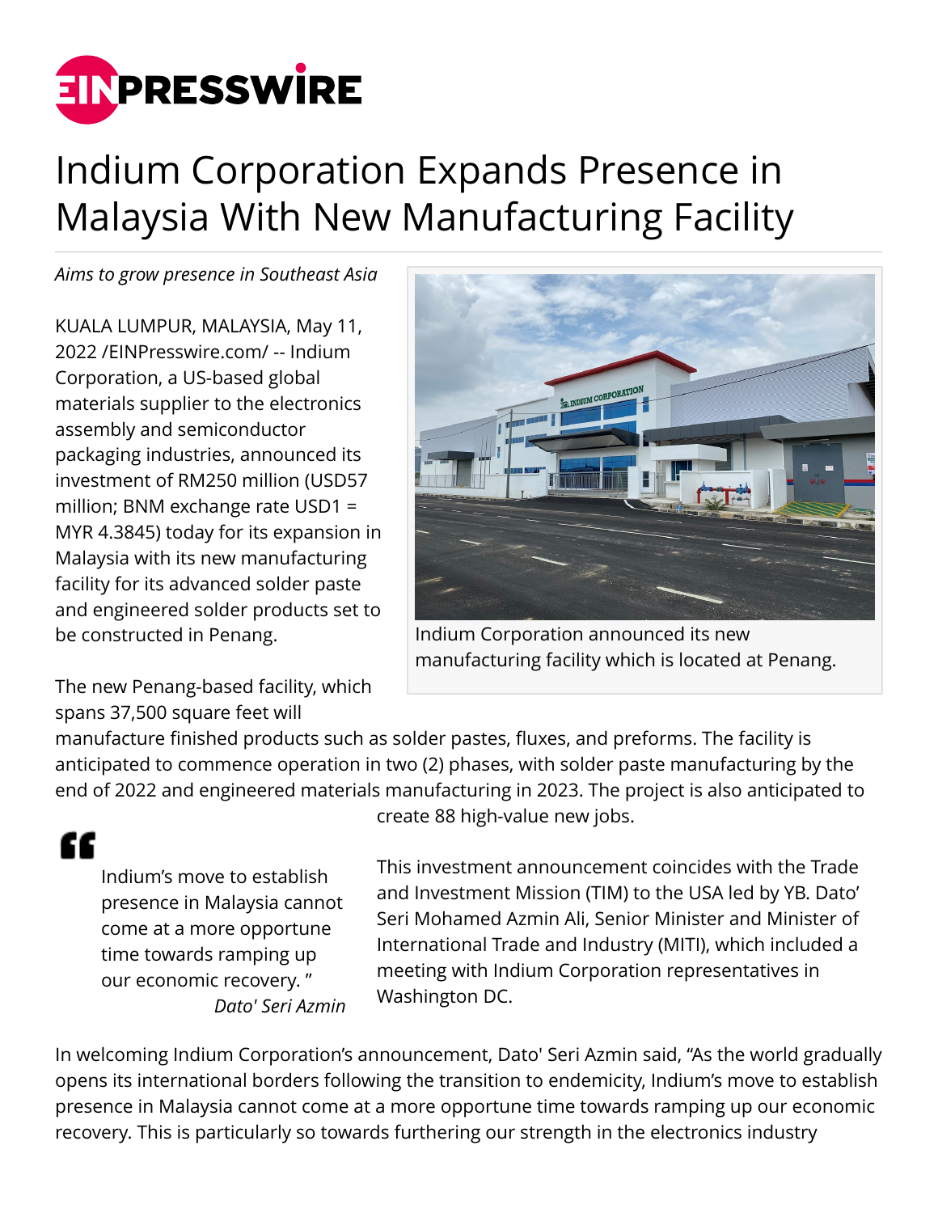# Indium Corporation Expands Presence in Malaysia With New Manufacturing Facility

*Aims to grow presence in Southeast Asia*

KUALA LUMPUR, MALAYSIA, May 11, 2022 /EINPresswire.com/ -- Indium Corporation, a US-based global materials supplier to the electronics assembly and semiconductor packaging industries, announced its investment of RM250 million (USD57 million; BNM exchange rate USD1 = MYR 4.3845) today for its expansion in Malaysia with its new manufacturing facility for its advanced solder paste and engineered solder products set to be constructed in Penang.

Indium Corporation announced its new manufacturing facility which is located at Penang.

The new Penang-based facility, which spans 37,500 square feet will manufacture finished products such as solder pastes, fluxes, and preforms. The facility is anticipated to commence operation in two (2) phases, with solder paste manufacturing by the end of 2022 and engineered materials manufacturing in 2023. The project is also anticipated to create 88 high-value new jobs.

> Indium's move to establish presence in Malaysia cannot come at a more opportune time towards ramping up our economic recovery. "
>
> *Dato' Seri Azmin*

This investment announcement coincides with the Trade and Investment Mission (TIM) to the USA led by YB. Dato' Seri Mohamed Azmin Ali, Senior Minister and Minister of International Trade and Industry (MITI), which included a meeting with Indium Corporation representatives in Washington DC.

In welcoming Indium Corporation's announcement, Dato' Seri Azmin said, "As the world gradually opens its international borders following the transition to endemicity, Indium's move to establish presence in Malaysia cannot come at a more opportune time towards ramping up our economic recovery. This is particularly so towards furthering our strength in the electronics industry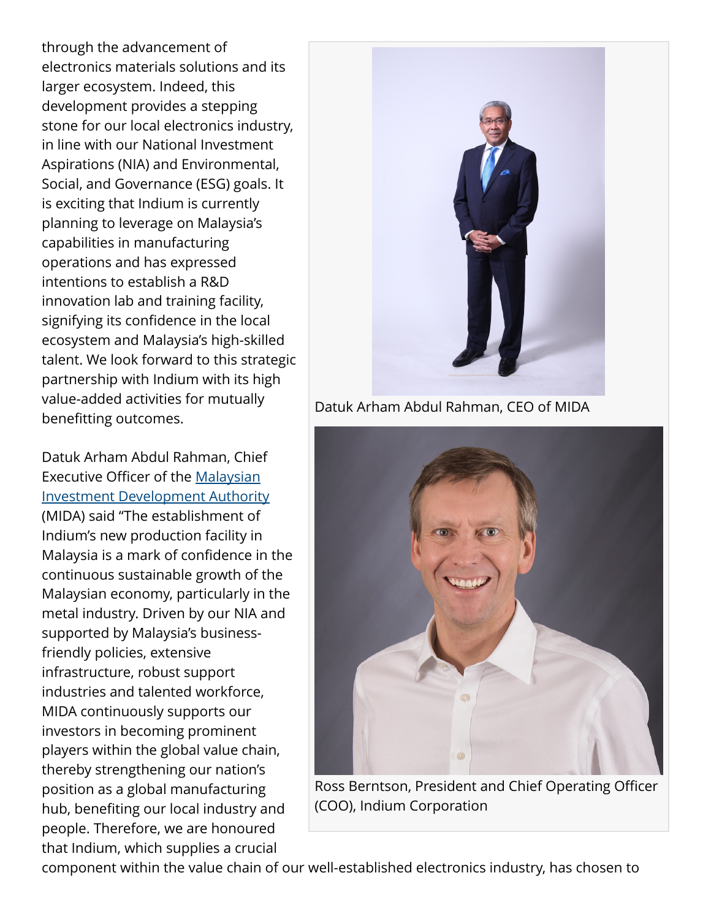through the advancement of electronics materials solutions and its larger ecosystem. Indeed, this development provides a stepping stone for our local electronics industry, in line with our National Investment Aspirations (NIA) and Environmental, Social, and Governance (ESG) goals. It is exciting that Indium is currently planning to leverage on Malaysia's capabilities in manufacturing operations and has expressed intentions to establish a R&D innovation lab and training facility, signifying its confidence in the local ecosystem and Malaysia's high-skilled talent. We look forward to this strategic partnership with Indium with its high value-added activities for mutually benefitting outcomes.

Datuk Arham Abdul Rahman, CEO of MIDA

Ross Berntson, President and Chief Operating Officer (COO), Indium Corporation

Datuk Arham Abdul Rahman, Chief Executive Officer of the [Malaysian Investment Development Authority](#) (MIDA) said "The establishment of Indium's new production facility in Malaysia is a mark of confidence in the continuous sustainable growth of the Malaysian economy, particularly in the metal industry. Driven by our NIA and supported by Malaysia's business-friendly policies, extensive infrastructure, robust support industries and talented workforce, MIDA continuously supports our investors in becoming prominent players within the global value chain, thereby strengthening our nation's position as a global manufacturing hub, benefiting our local industry and people. Therefore, we are honoured that Indium, which supplies a crucial component within the value chain of our well-established electronics industry, has chosen to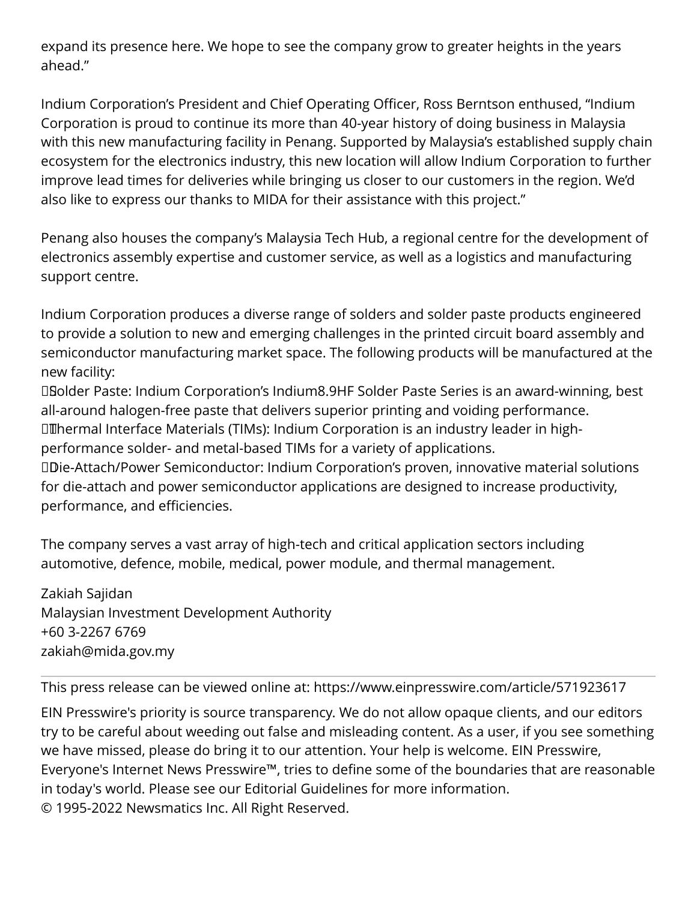expand its presence here. We hope to see the company grow to greater heights in the years ahead."

Indium Corporation's President and Chief Operating Officer, Ross Berntson enthused, "Indium Corporation is proud to continue its more than 40-year history of doing business in Malaysia with this new manufacturing facility in Penang. Supported by Malaysia's established supply chain ecosystem for the electronics industry, this new location will allow Indium Corporation to further improve lead times for deliveries while bringing us closer to our customers in the region. We'd also like to express our thanks to MIDA for their assistance with this project."

Penang also houses the company's Malaysia Tech Hub, a regional centre for the development of electronics assembly expertise and customer service, as well as a logistics and manufacturing support centre.

Indium Corporation produces a diverse range of solders and solder paste products engineered to provide a solution to new and emerging challenges in the printed circuit board assembly and semiconductor manufacturing market space. The following products will be manufactured at the new facility:

- Solder Paste: Indium Corporation's Indium8.9HF Solder Paste Series is an award-winning, best all-around halogen-free paste that delivers superior printing and voiding performance.
- Thermal Interface Materials (TIMs): Indium Corporation is an industry leader in high-performance solder- and metal-based TIMs for a variety of applications.
- Die-Attach/Power Semiconductor: Indium Corporation's proven, innovative material solutions for die-attach and power semiconductor applications are designed to increase productivity, performance, and efficiencies.

The company serves a vast array of high-tech and critical application sectors including automotive, defence, mobile, medical, power module, and thermal management.

Zakiah Sajidan
Malaysian Investment Development Authority
+60 3-2267 6769
zakiah@mida.gov.my

---

This press release can be viewed online at: https://www.einpresswire.com/article/571923617

EIN Presswire's priority is source transparency. We do not allow opaque clients, and our editors try to be careful about weeding out false and misleading content. As a user, if you see something we have missed, please do bring it to our attention. Your help is welcome. EIN Presswire, Everyone's Internet News Presswire™, tries to define some of the boundaries that are reasonable in today's world. Please see our Editorial Guidelines for more information.
© 1995-2022 Newsmatics Inc. All Right Reserved.